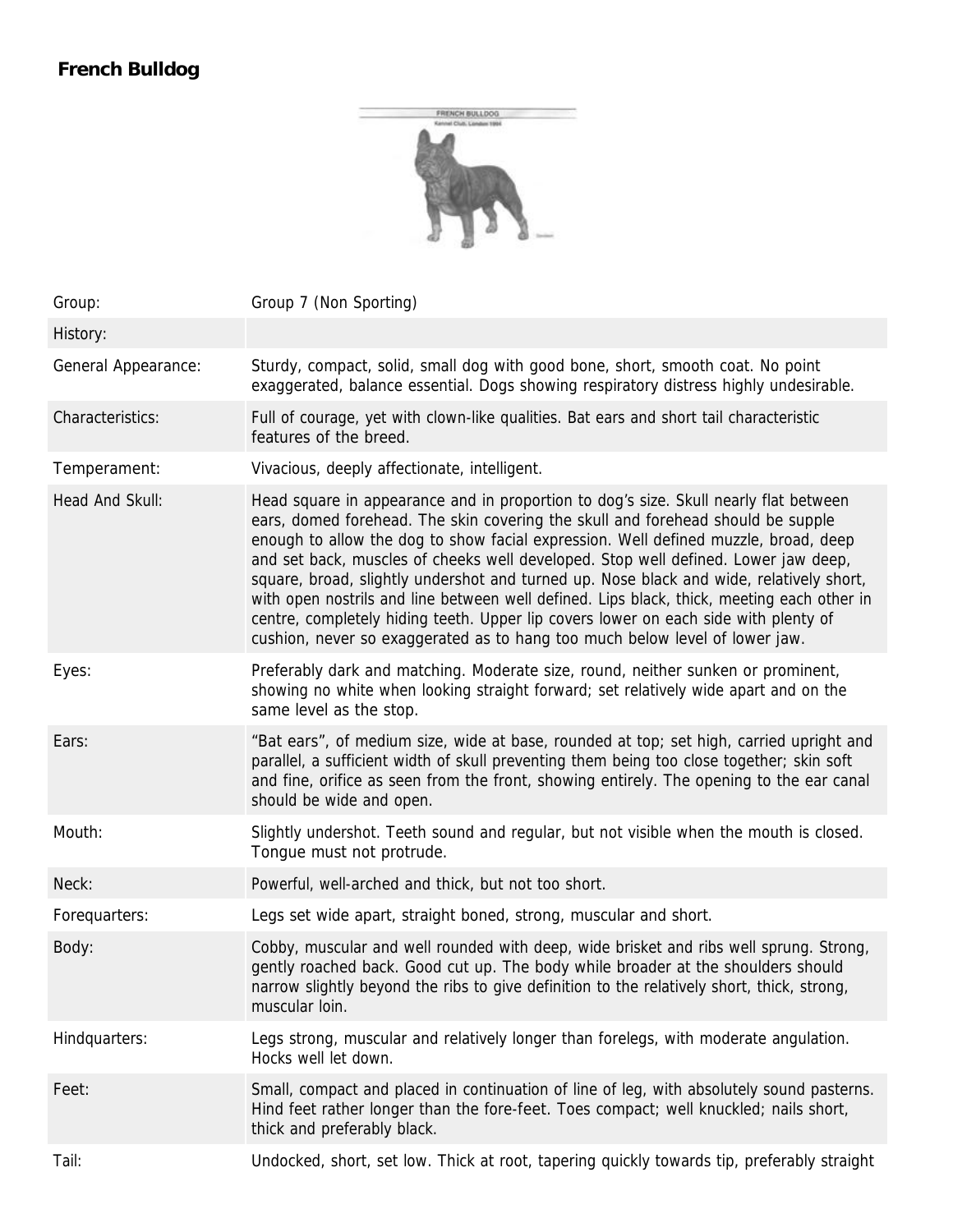# French Bulldog

| | |
|---|---|
| Group: | Group 7 (Non Sporting) |
| History: | |
| General Appearance: | Sturdy, compact, solid, small dog with good bone, short, smooth coat. No point exaggerated, balance essential. Dogs showing respiratory distress highly undesirable. |
| Characteristics: | Full of courage, yet with clown-like qualities. Bat ears and short tail characteristic features of the breed. |
| Temperament: | Vivacious, deeply affectionate, intelligent. |
| Head And Skull: | Head square in appearance and in proportion to dog's size. Skull nearly flat between ears, domed forehead. The skin covering the skull and forehead should be supple enough to allow the dog to show facial expression. Well defined muzzle, broad, deep and set back, muscles of cheeks well developed. Stop well defined. Lower jaw deep, square, broad, slightly undershot and turned up. Nose black and wide, relatively short, with open nostrils and line between well defined. Lips black, thick, meeting each other in centre, completely hiding teeth. Upper lip covers lower on each side with plenty of cushion, never so exaggerated as to hang too much below level of lower jaw. |
| Eyes: | Preferably dark and matching. Moderate size, round, neither sunken or prominent, showing no white when looking straight forward; set relatively wide apart and on the same level as the stop. |
| Ears: | "Bat ears", of medium size, wide at base, rounded at top; set high, carried upright and parallel, a sufficient width of skull preventing them being too close together; skin soft and fine, orifice as seen from the front, showing entirely. The opening to the ear canal should be wide and open. |
| Mouth: | Slightly undershot. Teeth sound and regular, but not visible when the mouth is closed. Tongue must not protrude. |
| Neck: | Powerful, well-arched and thick, but not too short. |
| Forequarters: | Legs set wide apart, straight boned, strong, muscular and short. |
| Body: | Cobby, muscular and well rounded with deep, wide brisket and ribs well sprung. Strong, gently roached back. Good cut up. The body while broader at the shoulders should narrow slightly beyond the ribs to give definition to the relatively short, thick, strong, muscular loin. |
| Hindquarters: | Legs strong, muscular and relatively longer than forelegs, with moderate angulation. Hocks well let down. |
| Feet: | Small, compact and placed in continuation of line of leg, with absolutely sound pasterns. Hind feet rather longer than the fore-feet. Toes compact; well knuckled; nails short, thick and preferably black. |
| Tail: | Undocked, short, set low. Thick at root, tapering quickly towards tip, preferably straight |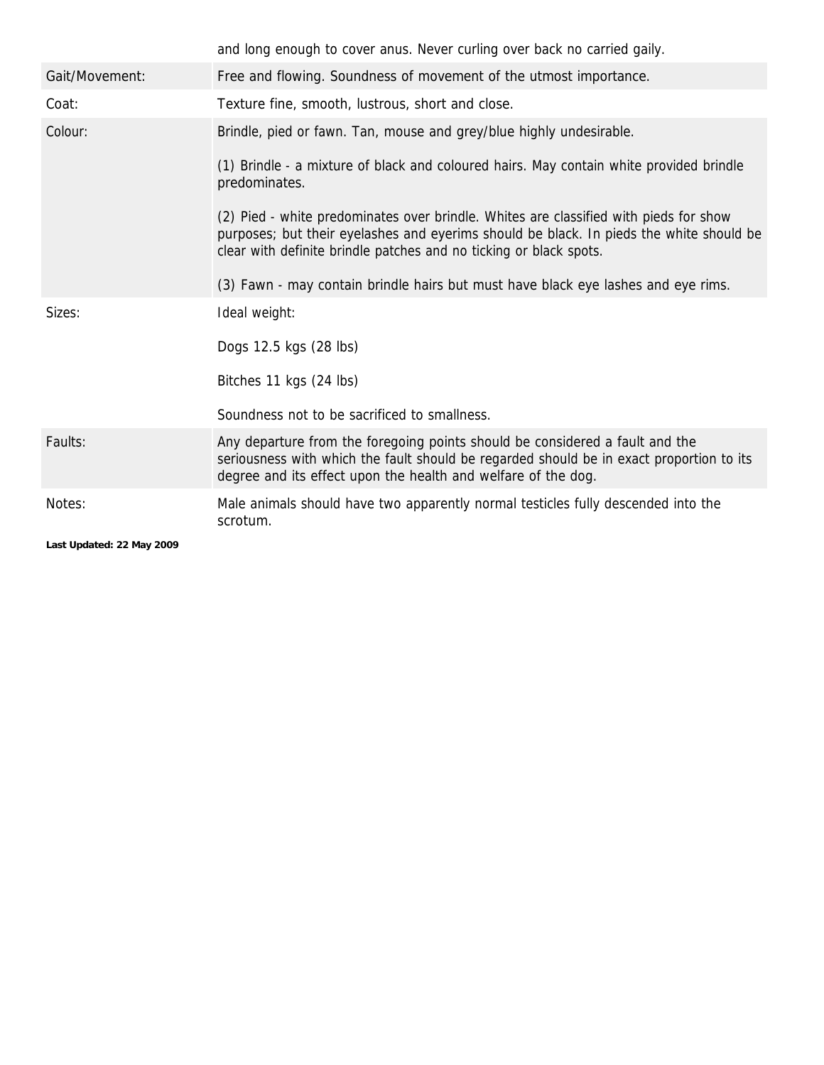| | |
|---|---|
| | and long enough to cover anus. Never curling over back no carried gaily. |
| Gait/Movement: | Free and flowing. Soundness of movement of the utmost importance. |
| Coat: | Texture fine, smooth, lustrous, short and close. |
| Colour: | Brindle, pied or fawn. Tan, mouse and grey/blue highly undesirable.<br><br>(1) Brindle - a mixture of black and coloured hairs. May contain white provided brindle predominates.<br><br>(2) Pied - white predominates over brindle. Whites are classified with pieds for show purposes; but their eyelashes and eyerims should be black. In pieds the white should be clear with definite brindle patches and no ticking or black spots.<br><br>(3) Fawn - may contain brindle hairs but must have black eye lashes and eye rims. |
| Sizes: | Ideal weight:<br><br>Dogs 12.5 kgs (28 lbs)<br><br>Bitches 11 kgs (24 lbs)<br><br>Soundness not to be sacrificed to smallness. |
| Faults: | Any departure from the foregoing points should be considered a fault and the seriousness with which the fault should be regarded should be in exact proportion to its degree and its effect upon the health and welfare of the dog. |
| Notes: | Male animals should have two apparently normal testicles fully descended into the scrotum. |

**Last Updated: 22 May 2009**